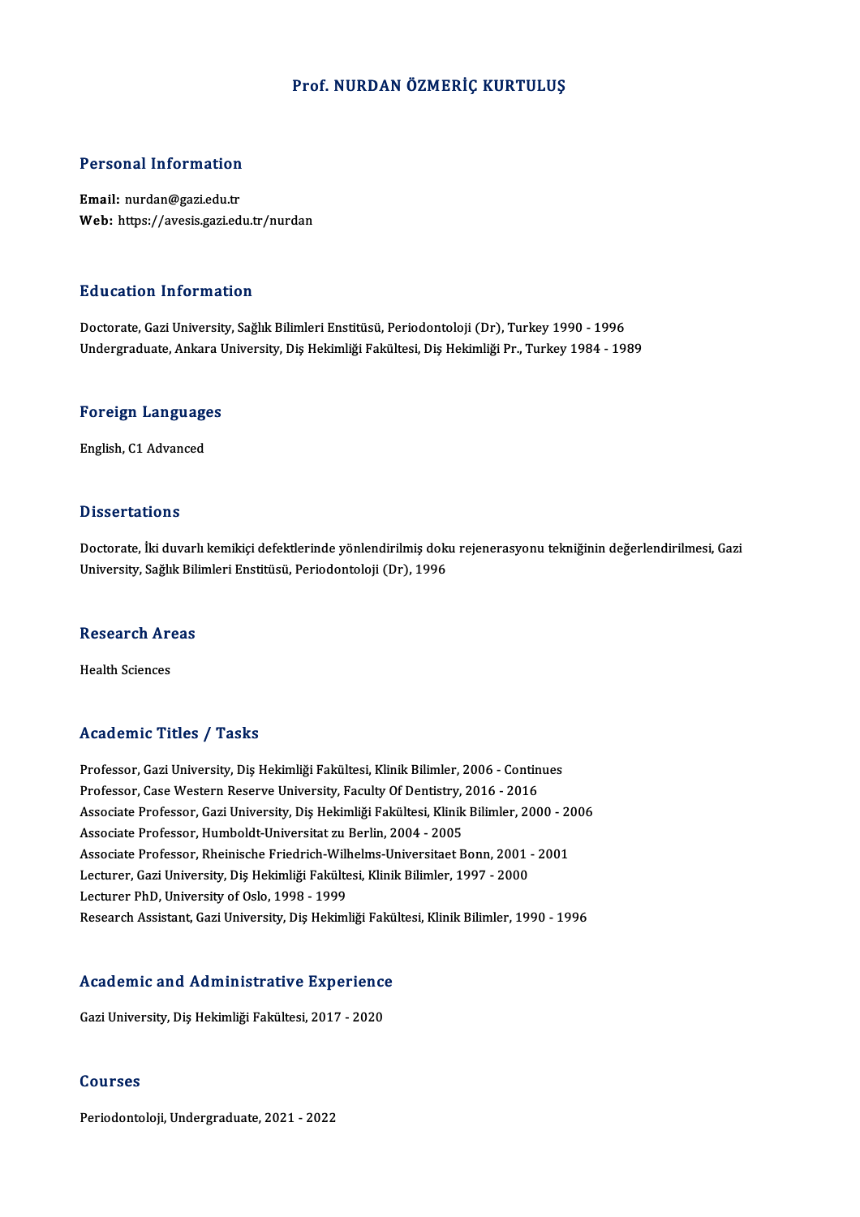# Prof. NURDAN ÖZMERİÇ KURTULUŞ

## Personal Information

**Email:** nurdan@gazi.edu.tr
**Web:** https://avesis.gazi.edu.tr/nurdan

## Education Information

Doctorate, Gazi University, Sağlık Bilimleri Enstitüsü, Periodontoloji (Dr), Turkey 1990 - 1996
Undergraduate, Ankara University, Diş Hekimliği Fakültesi, Diş Hekimliği Pr., Turkey 1984 - 1989

## Foreign Languages

English, C1 Advanced

## Dissertations

Doctorate, İki duvarlı kemikiçi defektlerinde yönlendirilmiş doku rejenerasyonu tekniğinin değerlendirilmesi, Gazi University, Sağlık Bilimleri Enstitüsü, Periodontoloji (Dr), 1996

## Research Areas

Health Sciences

## Academic Titles / Tasks

Professor, Gazi University, Diş Hekimliği Fakültesi, Klinik Bilimler, 2006 - Continues
Professor, Case Western Reserve University, Faculty Of Dentistry, 2016 - 2016
Associate Professor, Gazi University, Diş Hekimliği Fakültesi, Klinik Bilimler, 2000 - 2006
Associate Professor, Humboldt-Universitat zu Berlin, 2004 - 2005
Associate Professor, Rheinische Friedrich-Wilhelms-Universitaet Bonn, 2001 - 2001
Lecturer, Gazi University, Diş Hekimliği Fakültesi, Klinik Bilimler, 1997 - 2000
Lecturer PhD, University of Oslo, 1998 - 1999
Research Assistant, Gazi University, Diş Hekimliği Fakültesi, Klinik Bilimler, 1990 - 1996

## Academic and Administrative Experience

Gazi University, Diş Hekimliği Fakültesi, 2017 - 2020

## Courses

Periodontoloji, Undergraduate, 2021 - 2022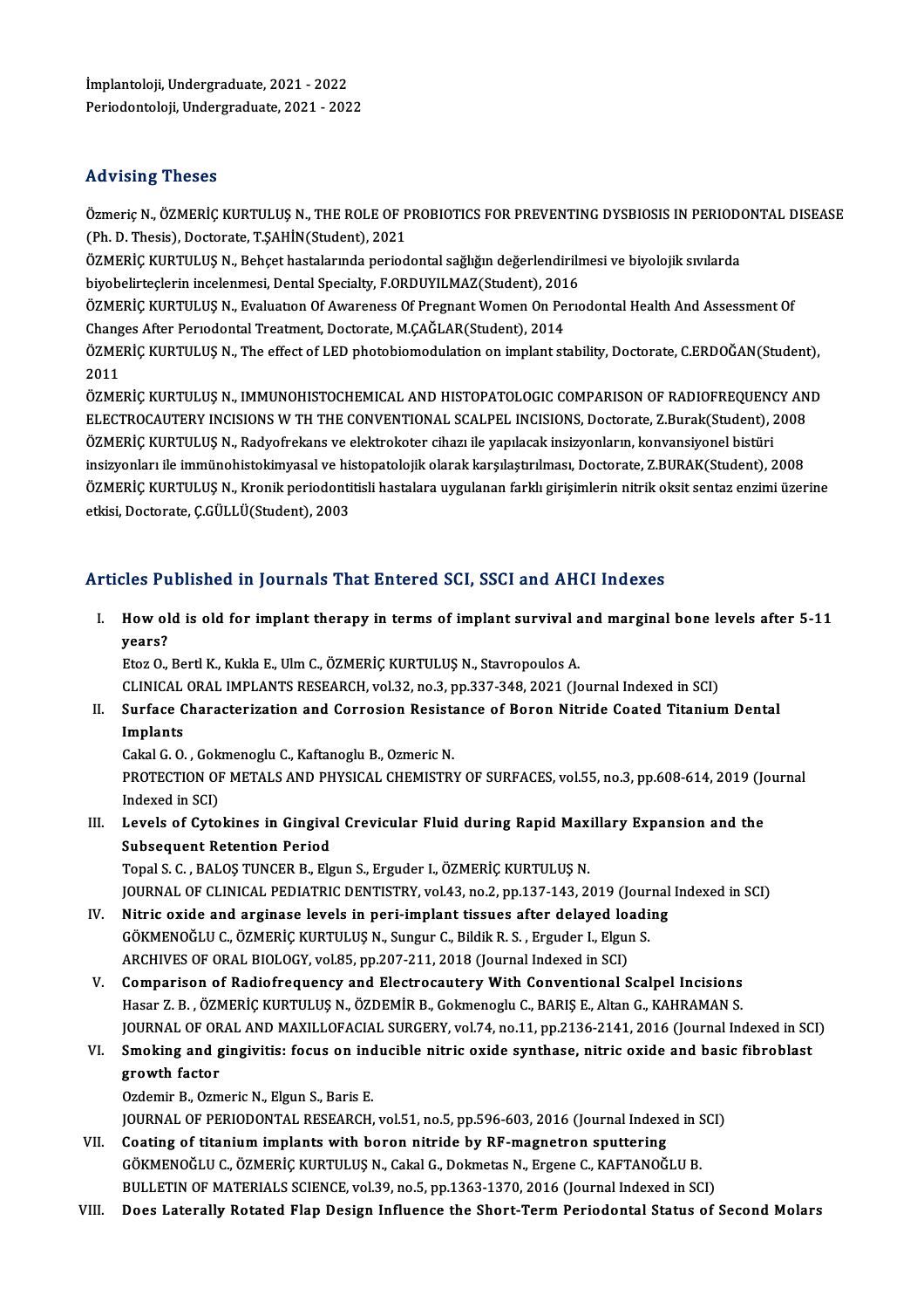İmplantoloji, Undergraduate, 2021 - 2022
Periodontoloji, Undergraduate, 2021 - 2022

## Advising Theses

Özmeriç N., ÖZMERİÇ KURTULUŞ N., THE ROLE OF PROBIOTICS FOR PREVENTING DYSBIOSIS IN PERIODONTAL DISEASE (Ph. D. Thesis), Doctorate, T.ŞAHİN(Student), 2021

ÖZMERİÇ KURTULUŞ N., Behçet hastalarında periodontal sağlığın değerlendirilmesi ve biyolojik sıvılarda biyobelirteçlerin incelenmesi, Dental Specialty, F.ORDUYILMAZ(Student), 2016

ÖZMERİÇ KURTULUŞ N., Evaluatıon Of Awareness Of Pregnant Women On Perıodontal Health And Assessment Of Changes After Perıodontal Treatment, Doctorate, M.ÇAĞLAR(Student), 2014

ÖZMERİÇ KURTULUŞ N., The effect of LED photobiomodulation on implant stability, Doctorate, C.ERDOĞAN(Student), 2011

ÖZMERİÇ KURTULUŞ N., IMMUNOHISTOCHEMICAL AND HISTOPATOLOGIC COMPARISON OF RADIOFREQUENCY AND ELECTROCAUTERY INCISIONS W TH THE CONVENTIONAL SCALPEL INCISIONS, Doctorate, Z.Burak(Student), 2008

ÖZMERİÇ KURTULUŞ N., Radyofrekans ve elektrokoter cihazı ile yapılacak insizyonların, konvansiyonel bistüri insizyonları ile immünohistokimyasal ve histopatolojik olarak karşılaştırılması, Doctorate, Z.BURAK(Student), 2008

ÖZMERİÇ KURTULUŞ N., Kronik periodontitisli hastalara uygulanan farklı girişimlerin nitrik oksit sentaz enzimi üzerine etkisi, Doctorate, Ç.GÜLLÜ(Student), 2003

## Articles Published in Journals That Entered SCI, SSCI and AHCI Indexes

I. **How old is old for implant therapy in terms of implant survival and marginal bone levels after 5-11 years?**
   Etoz O., Bertl K., Kukla E., Ulm C., ÖZMERİÇ KURTULUŞ N., Stavropoulos A.
   CLINICAL ORAL IMPLANTS RESEARCH, vol.32, no.3, pp.337-348, 2021 (Journal Indexed in SCI)

II. **Surface Characterization and Corrosion Resistance of Boron Nitride Coated Titanium Dental Implants**
   Cakal G. O. , Gokmenoglu C., Kaftanoglu B., Ozmeric N.
   PROTECTION OF METALS AND PHYSICAL CHEMISTRY OF SURFACES, vol.55, no.3, pp.608-614, 2019 (Journal Indexed in SCI)

III. **Levels of Cytokines in Gingival Crevicular Fluid during Rapid Maxillary Expansion and the Subsequent Retention Period**
   Topal S. C. , BALOŞ TUNCER B., Elgun S., Erguder I., ÖZMERİÇ KURTULUŞ N.
   JOURNAL OF CLINICAL PEDIATRIC DENTISTRY, vol.43, no.2, pp.137-143, 2019 (Journal Indexed in SCI)

IV. **Nitric oxide and arginase levels in peri-implant tissues after delayed loading**
   GÖKMENOĞLU C., ÖZMERİÇ KURTULUŞ N., Sungur C., Bildik R. S. , Erguder I., Elgun S.
   ARCHIVES OF ORAL BIOLOGY, vol.85, pp.207-211, 2018 (Journal Indexed in SCI)

V. **Comparison of Radiofrequency and Electrocautery With Conventional Scalpel Incisions**
   Hasar Z. B. , ÖZMERİÇ KURTULUŞ N., ÖZDEMİR B., Gokmenoglu C., BARIŞ E., Altan G., KAHRAMAN S.
   JOURNAL OF ORAL AND MAXILLOFACIAL SURGERY, vol.74, no.11, pp.2136-2141, 2016 (Journal Indexed in SCI)

VI. **Smoking and gingivitis: focus on inducible nitric oxide synthase, nitric oxide and basic fibroblast growth factor**
   Ozdemir B., Ozmeric N., Elgun S., Baris E.
   JOURNAL OF PERIODONTAL RESEARCH, vol.51, no.5, pp.596-603, 2016 (Journal Indexed in SCI)

VII. **Coating of titanium implants with boron nitride by RF-magnetron sputtering**
   GÖKMENOĞLU C., ÖZMERİÇ KURTULUŞ N., Cakal G., Dokmetas N., Ergene C., KAFTANOĞLU B.
   BULLETIN OF MATERIALS SCIENCE, vol.39, no.5, pp.1363-1370, 2016 (Journal Indexed in SCI)

VIII. **Does Laterally Rotated Flap Design Influence the Short-Term Periodontal Status of Second Molars**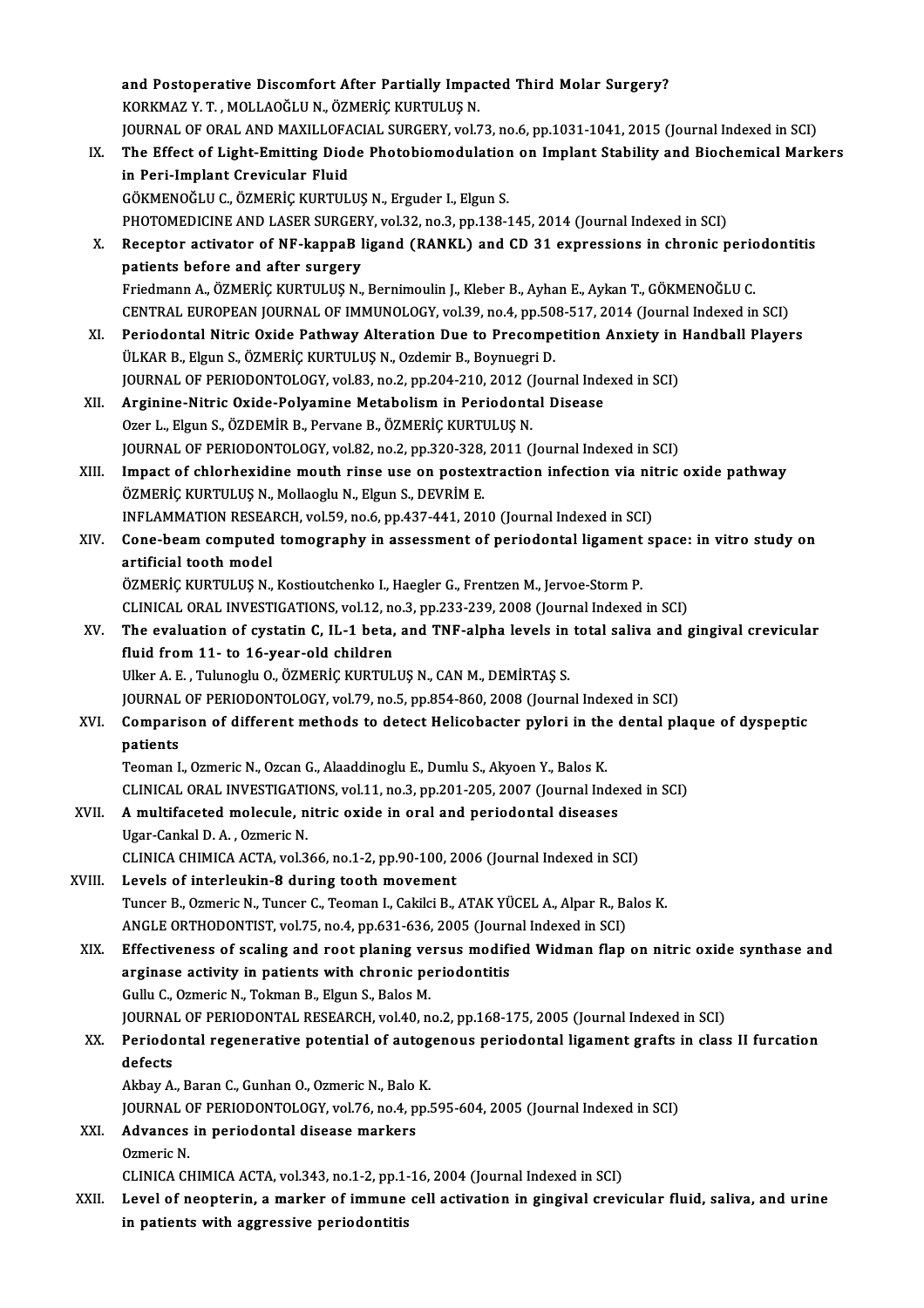and Postoperative Discomfort After Partially Impacted Third Molar Surgery?
KORKMAZ Y. T. , MOLLAOĞLU N., ÖZMERİÇ KURTULUŞ N.
JOURNAL OF ORAL AND MAXILLOFACIAL SURGERY, vol.73, no.6, pp.1031-1041, 2015 (Journal Indexed in SCI)

IX. **The Effect of Light-Emitting Diode Photobiomodulation on Implant Stability and Biochemical Markers in Peri-Implant Crevicular Fluid**
GÖKMENOĞLU C., ÖZMERİÇ KURTULUŞ N., Erguder I., Elgun S.
PHOTOMEDICINE AND LASER SURGERY, vol.32, no.3, pp.138-145, 2014 (Journal Indexed in SCI)

X. **Receptor activator of NF-kappaB ligand (RANKL) and CD 31 expressions in chronic periodontitis patients before and after surgery**
Friedmann A., ÖZMERİÇ KURTULUŞ N., Bernimoulin J., Kleber B., Ayhan E., Aykan T., GÖKMENOĞLU C.
CENTRAL EUROPEAN JOURNAL OF IMMUNOLOGY, vol.39, no.4, pp.508-517, 2014 (Journal Indexed in SCI)

XI. **Periodontal Nitric Oxide Pathway Alteration Due to Precompetition Anxiety in Handball Players**
ÜLKAR B., Elgun S., ÖZMERİÇ KURTULUŞ N., Ozdemir B., Boynuegri D.
JOURNAL OF PERIODONTOLOGY, vol.83, no.2, pp.204-210, 2012 (Journal Indexed in SCI)

XII. **Arginine-Nitric Oxide-Polyamine Metabolism in Periodontal Disease**
Ozer L., Elgun S., ÖZDEMİR B., Pervane B., ÖZMERİÇ KURTULUŞ N.
JOURNAL OF PERIODONTOLOGY, vol.82, no.2, pp.320-328, 2011 (Journal Indexed in SCI)

XIII. **Impact of chlorhexidine mouth rinse use on postextraction infection via nitric oxide pathway**
ÖZMERİÇ KURTULUŞ N., Mollaoglu N., Elgun S., DEVRİM E.
INFLAMMATION RESEARCH, vol.59, no.6, pp.437-441, 2010 (Journal Indexed in SCI)

XIV. **Cone-beam computed tomography in assessment of periodontal ligament space: in vitro study on artificial tooth model**
ÖZMERİÇ KURTULUŞ N., Kostioutchenko I., Haegler G., Frentzen M., Jervoe-Storm P.
CLINICAL ORAL INVESTIGATIONS, vol.12, no.3, pp.233-239, 2008 (Journal Indexed in SCI)

XV. **The evaluation of cystatin C, IL-1 beta, and TNF-alpha levels in total saliva and gingival crevicular fluid from 11- to 16-year-old children**
Ulker A. E. , Tulunoglu O., ÖZMERİÇ KURTULUŞ N., CAN M., DEMİRTAŞ S.
JOURNAL OF PERIODONTOLOGY, vol.79, no.5, pp.854-860, 2008 (Journal Indexed in SCI)

XVI. **Comparison of different methods to detect Helicobacter pylori in the dental plaque of dyspeptic patients**
Teoman I., Ozmeric N., Ozcan G., Alaaddinoglu E., Dumlu S., Akyoen Y., Balos K.
CLINICAL ORAL INVESTIGATIONS, vol.11, no.3, pp.201-205, 2007 (Journal Indexed in SCI)

XVII. **A multifaceted molecule, nitric oxide in oral and periodontal diseases**
Ugar-Cankal D. A. , Ozmeric N.
CLINICA CHIMICA ACTA, vol.366, no.1-2, pp.90-100, 2006 (Journal Indexed in SCI)

XVIII. **Levels of interleukin-8 during tooth movement**
Tuncer B., Ozmeric N., Tuncer C., Teoman I., Cakilci B., ATAK YÜCEL A., Alpar R., Balos K.
ANGLE ORTHODONTIST, vol.75, no.4, pp.631-636, 2005 (Journal Indexed in SCI)

XIX. **Effectiveness of scaling and root planing versus modified Widman flap on nitric oxide synthase and arginase activity in patients with chronic periodontitis**
Gullu C., Ozmeric N., Tokman B., Elgun S., Balos M.
JOURNAL OF PERIODONTAL RESEARCH, vol.40, no.2, pp.168-175, 2005 (Journal Indexed in SCI)

XX. **Periodontal regenerative potential of autogenous periodontal ligament grafts in class II furcation defects**
Akbay A., Baran C., Gunhan O., Ozmeric N., Balo K.
JOURNAL OF PERIODONTOLOGY, vol.76, no.4, pp.595-604, 2005 (Journal Indexed in SCI)

XXI. **Advances in periodontal disease markers**
Ozmeric N.
CLINICA CHIMICA ACTA, vol.343, no.1-2, pp.1-16, 2004 (Journal Indexed in SCI)

XXII. **Level of neopterin, a marker of immune cell activation in gingival crevicular fluid, saliva, and urine in patients with aggressive periodontitis**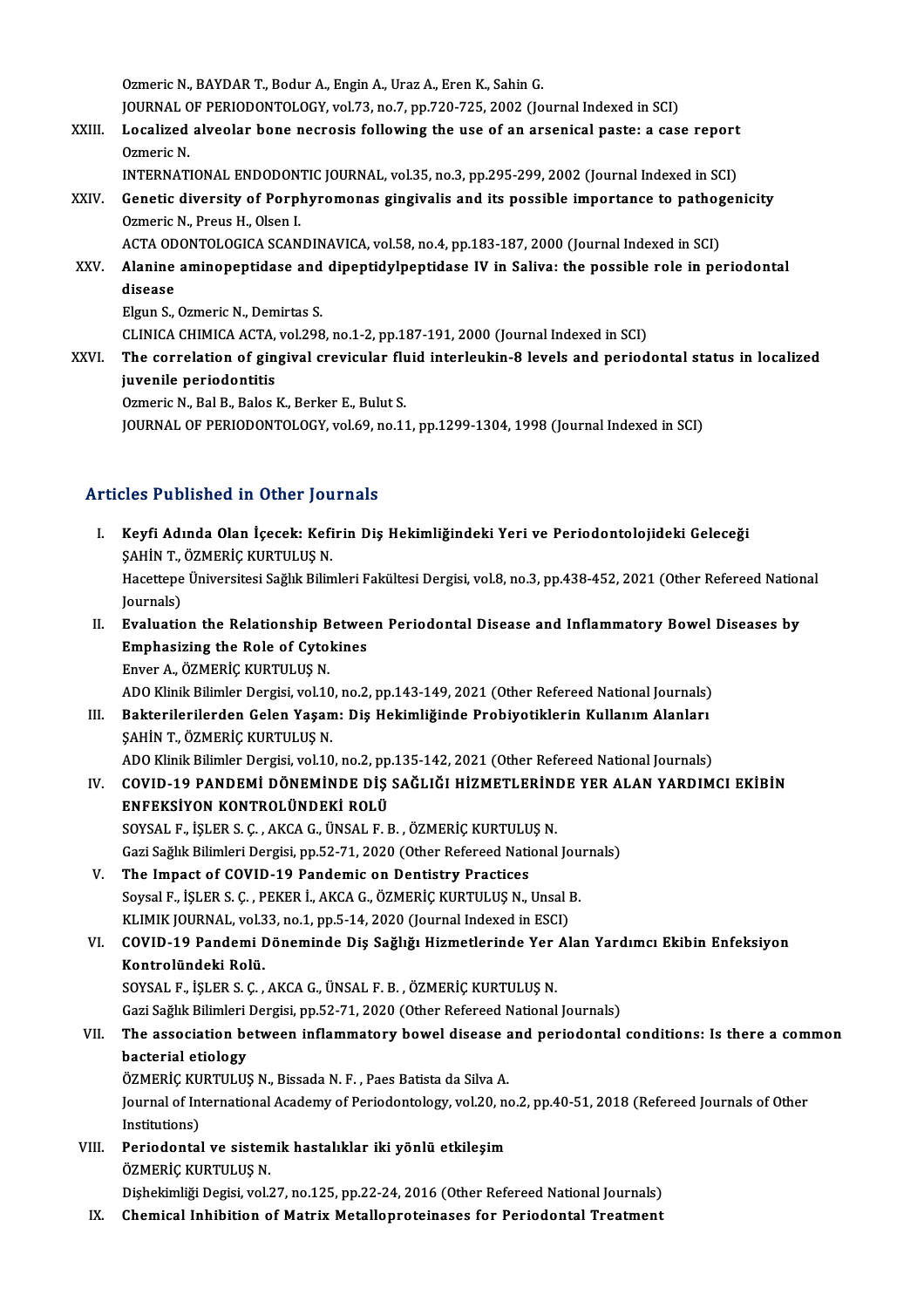Ozmeric N., BAYDAR T., Bodur A., Engin A., Uraz A., Eren K., Sahin G.
JOURNAL OF PERIODONTOLOGY, vol.73, no.7, pp.720-725, 2002 (Journal Indexed in SCI)

XXIII. **Localized alveolar bone necrosis following the use of an arsenical paste: a case report**
Ozmeric N.
INTERNATIONAL ENDODONTIC JOURNAL, vol.35, no.3, pp.295-299, 2002 (Journal Indexed in SCI)

XXIV. **Genetic diversity of Porphyromonas gingivalis and its possible importance to pathogenicity**
Ozmeric N., Preus H., Olsen I.
ACTA ODONTOLOGICA SCANDINAVICA, vol.58, no.4, pp.183-187, 2000 (Journal Indexed in SCI)

XXV. **Alanine aminopeptidase and dipeptidylpeptidase IV in Saliva: the possible role in periodontal disease**
Elgun S., Ozmeric N., Demirtas S.
CLINICA CHIMICA ACTA, vol.298, no.1-2, pp.187-191, 2000 (Journal Indexed in SCI)

XXVI. **The correlation of gingival crevicular fluid interleukin-8 levels and periodontal status in localized juvenile periodontitis**
Ozmeric N., Bal B., Balos K., Berker E., Bulut S.
JOURNAL OF PERIODONTOLOGY, vol.69, no.11, pp.1299-1304, 1998 (Journal Indexed in SCI)

## Articles Published in Other Journals

I. **Keyfi Adında Olan İçecek: Kefirin Diş Hekimliğindeki Yeri ve Periodontolojideki Geleceği**
ŞAHİN T., ÖZMERİÇ KURTULUŞ N.
Hacettepe Üniversitesi Sağlık Bilimleri Fakültesi Dergisi, vol.8, no.3, pp.438-452, 2021 (Other Refereed National Journals)

II. **Evaluation the Relationship Between Periodontal Disease and Inflammatory Bowel Diseases by Emphasizing the Role of Cytokines**
Enver A., ÖZMERİÇ KURTULUŞ N.
ADO Klinik Bilimler Dergisi, vol.10, no.2, pp.143-149, 2021 (Other Refereed National Journals)

III. **Bakterilerilerden Gelen Yaşam: Diş Hekimliğinde Probiyotiklerin Kullanım Alanları**
ŞAHİN T., ÖZMERİÇ KURTULUŞ N.
ADO Klinik Bilimler Dergisi, vol.10, no.2, pp.135-142, 2021 (Other Refereed National Journals)

IV. **COVID-19 PANDEMİ DÖNEMİNDE DİŞ SAĞLIĞI HİZMETLERİNDE YER ALAN YARDIMCI EKİBİN ENFEKSİYON KONTROLÜNDEKİ ROLÜ**
SOYSAL F., İŞLER S. Ç. , AKCA G., ÜNSAL F. B. , ÖZMERİÇ KURTULUŞ N.
Gazi Sağlık Bilimleri Dergisi, pp.52-71, 2020 (Other Refereed National Journals)

V. **The Impact of COVID-19 Pandemic on Dentistry Practices**
Soysal F., İŞLER S. Ç. , PEKER İ., AKCA G., ÖZMERİÇ KURTULUŞ N., Unsal B.
KLIMIK JOURNAL, vol.33, no.1, pp.5-14, 2020 (Journal Indexed in ESCI)

VI. **COVID-19 Pandemi Döneminde Diş Sağlığı Hizmetlerinde Yer Alan Yardımcı Ekibin Enfeksiyon Kontrolündeki Rolü.**
SOYSAL F., İŞLER S. Ç. , AKCA G., ÜNSAL F. B. , ÖZMERİÇ KURTULUŞ N.
Gazi Sağlık Bilimleri Dergisi, pp.52-71, 2020 (Other Refereed National Journals)

VII. **The association between inflammatory bowel disease and periodontal conditions: Is there a common bacterial etiology**
ÖZMERİÇ KURTULUŞ N., Bissada N. F. , Paes Batista da Silva A.
Journal of International Academy of Periodontology, vol.20, no.2, pp.40-51, 2018 (Refereed Journals of Other Institutions)

VIII. **Periodontal ve sistemik hastalıklar iki yönlü etkileşim**
ÖZMERİÇ KURTULUŞ N.
Dişhekimliği Degisi, vol.27, no.125, pp.22-24, 2016 (Other Refereed National Journals)

IX. **Chemical Inhibition of Matrix Metalloproteinases for Periodontal Treatment**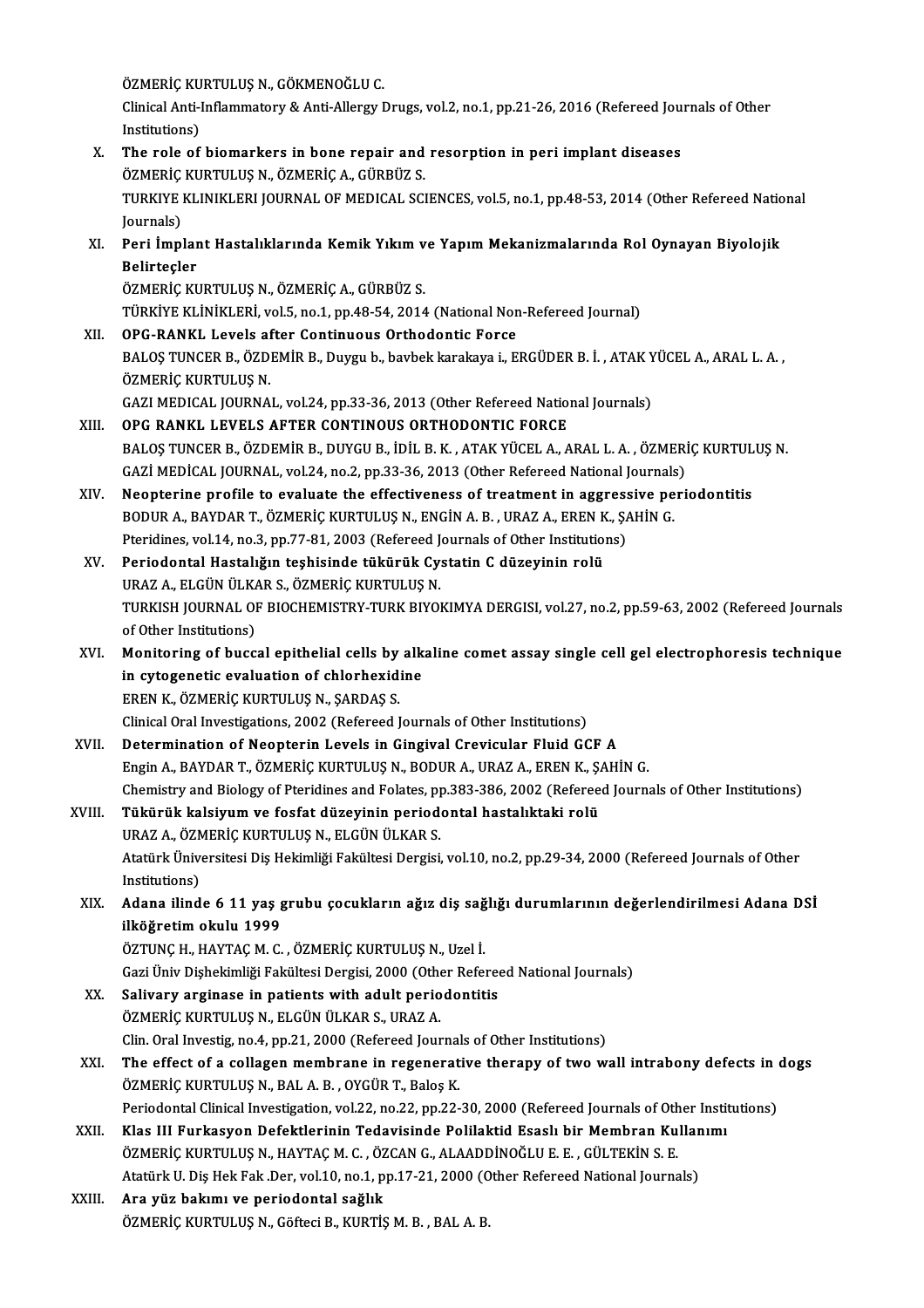ÖZMERİÇ KURTULUŞ N., GÖKMENOĞLU C.
Clinical Anti-Inflammatory & Anti-Allergy Drugs, vol.2, no.1, pp.21-26, 2016 (Refereed Journals of Other Institutions)

X. **The role of biomarkers in bone repair and resorption in peri implant diseases**
ÖZMERİÇ KURTULUŞ N., ÖZMERİÇ A., GÜRBÜZ S.
TURKIYE KLINIKLERI JOURNAL OF MEDICAL SCIENCES, vol.5, no.1, pp.48-53, 2014 (Other Refereed National Journals)

XI. **Peri İmplant Hastalıklarında Kemik Yıkım ve Yapım Mekanizmalarında Rol Oynayan Biyolojik Belirteçler**
ÖZMERİÇ KURTULUŞ N., ÖZMERİÇ A., GÜRBÜZ S.
TÜRKİYE KLİNİKLERİ, vol.5, no.1, pp.48-54, 2014 (National Non-Refereed Journal)

XII. **OPG-RANKL Levels after Continuous Orthodontic Force**
BALOŞ TUNCER B., ÖZDEMİR B., Duygu b., bavbek karakaya i., ERGÜDER B. İ. , ATAK YÜCEL A., ARAL L. A. , ÖZMERİÇ KURTULUŞ N.
GAZI MEDICAL JOURNAL, vol.24, pp.33-36, 2013 (Other Refereed National Journals)

XIII. **OPG RANKL LEVELS AFTER CONTINOUS ORTHODONTIC FORCE**
BALOŞ TUNCER B., ÖZDEMİR B., DUYGU B., İDİL B. K. , ATAK YÜCEL A., ARAL L. A. , ÖZMERİÇ KURTULUŞ N.
GAZİ MEDİCAL JOURNAL, vol.24, no.2, pp.33-36, 2013 (Other Refereed National Journals)

XIV. **Neopterine profile to evaluate the effectiveness of treatment in aggressive periodontitis**
BODUR A., BAYDAR T., ÖZMERİÇ KURTULUŞ N., ENGİN A. B. , URAZ A., EREN K., ŞAHİN G.
Pteridines, vol.14, no.3, pp.77-81, 2003 (Refereed Journals of Other Institutions)

XV. **Periodontal Hastalığın teşhisinde tükürük Cystatin C düzeyinin rolü**
URAZ A., ELGÜN ÜLKAR S., ÖZMERİÇ KURTULUŞ N.
TURKISH JOURNAL OF BIOCHEMISTRY-TURK BIYOKIMYA DERGISI, vol.27, no.2, pp.59-63, 2002 (Refereed Journals of Other Institutions)

XVI. **Monitoring of buccal epithelial cells by alkaline comet assay single cell gel electrophoresis technique in cytogenetic evaluation of chlorhexidine**
EREN K., ÖZMERİÇ KURTULUŞ N., ŞARDAŞ S.
Clinical Oral Investigations, 2002 (Refereed Journals of Other Institutions)

XVII. **Determination of Neopterin Levels in Gingival Crevicular Fluid GCF A**
Engin A., BAYDAR T., ÖZMERİÇ KURTULUŞ N., BODUR A., URAZ A., EREN K., ŞAHİN G.
Chemistry and Biology of Pteridines and Folates, pp.383-386, 2002 (Refereed Journals of Other Institutions)

XVIII. **Tükürük kalsiyum ve fosfat düzeyinin periodontal hastalıktaki rolü**
URAZ A., ÖZMERİÇ KURTULUŞ N., ELGÜN ÜLKAR S.
Atatürk Üniversitesi Diş Hekimliği Fakültesi Dergisi, vol.10, no.2, pp.29-34, 2000 (Refereed Journals of Other Institutions)

XIX. **Adana ilinde 6 11 yaş grubu çocukların ağız diş sağlığı durumlarının değerlendirilmesi Adana DSİ ilköğretim okulu 1999**
ÖZTUNÇ H., HAYTAÇ M. C. , ÖZMERİÇ KURTULUŞ N., Uzel İ.
Gazi Üniv Dişhekimliği Fakültesi Dergisi, 2000 (Other Refereed National Journals)

XX. **Salivary arginase in patients with adult periodontitis**
ÖZMERİÇ KURTULUŞ N., ELGÜN ÜLKAR S., URAZ A.
Clin. Oral Investig, no.4, pp.21, 2000 (Refereed Journals of Other Institutions)

XXI. **The effect of a collagen membrane in regenerative therapy of two wall intrabony defects in dogs**
ÖZMERİÇ KURTULUŞ N., BAL A. B. , OYGÜR T., Baloş K.
Periodontal Clinical Investigation, vol.22, no.22, pp.22-30, 2000 (Refereed Journals of Other Institutions)

XXII. **Klas III Furkasyon Defektlerinin Tedavisinde Polilaktid Esaslı bir Membran Kullanımı**
ÖZMERİÇ KURTULUŞ N., HAYTAÇ M. C. , ÖZCAN G., ALAADDİNOĞLU E. E. , GÜLTEKİN S. E.
Atatürk U. Diş Hek Fak .Der, vol.10, no.1, pp.17-21, 2000 (Other Refereed National Journals)

XXIII. **Ara yüz bakımı ve periodontal sağlık**
ÖZMERİÇ KURTULUŞ N., Göfteci B., KURTİŞ M. B. , BAL A. B.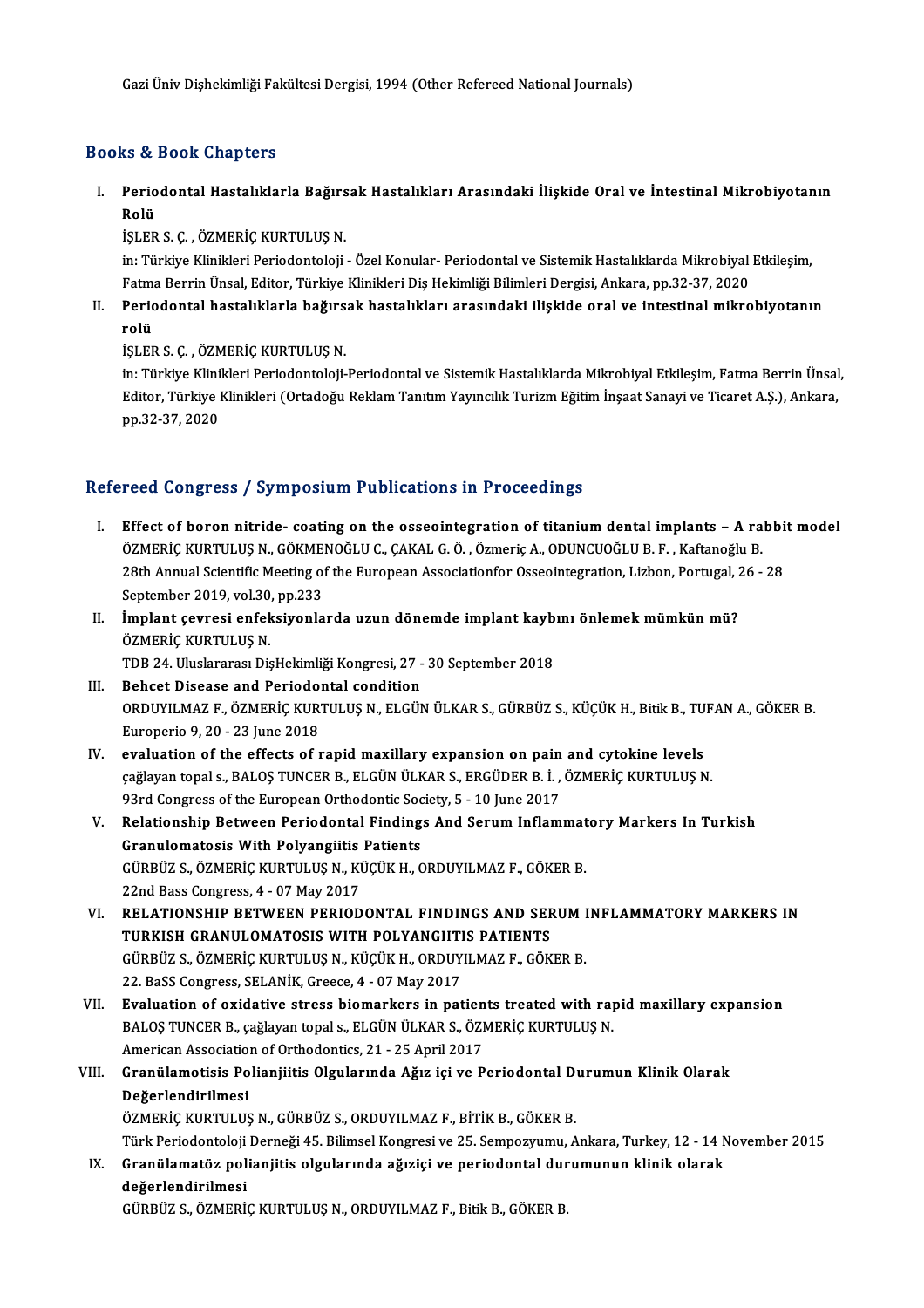Gazi Üniv Dişhekimliği Fakültesi Dergisi, 1994 (Other Refereed National Journals)

## Books & Book Chapters

I. **Periodontal Hastalıklarla Bağırsak Hastalıkları Arasındaki İlişkide Oral ve İntestinal Mikrobiyotanın Rolü**
   İŞLER S. Ç. , ÖZMERİÇ KURTULUŞ N.
   in: Türkiye Klinikleri Periodontoloji - Özel Konular- Periodontal ve Sistemik Hastalıklarda Mikrobiyal Etkileşim, Fatma Berrin Ünsal, Editor, Türkiye Klinikleri Diş Hekimliği Bilimleri Dergisi, Ankara, pp.32-37, 2020

II. **Periodontal hastalıklarla bağırsak hastalıkları arasındaki ilişkide oral ve intestinal mikrobiyotanın rolü**
   İŞLER S. Ç. , ÖZMERİÇ KURTULUŞ N.
   in: Türkiye Klinikleri Periodontoloji-Periodontal ve Sistemik Hastalıklarda Mikrobiyal Etkileşim, Fatma Berrin Ünsal, Editor, Türkiye Klinikleri (Ortadoğu Reklam Tanıtım Yayıncılık Turizm Eğitim İnşaat Sanayi ve Ticaret A.Ş.), Ankara, pp.32-37, 2020

## Refereed Congress / Symposium Publications in Proceedings

I. **Effect of boron nitride- coating on the osseointegration of titanium dental implants – A rabbit model**
   ÖZMERİÇ KURTULUŞ N., GÖKMENOĞLU C., ÇAKAL G. Ö. , Özmeriç A., ODUNCUOĞLU B. F. , Kaftanoğlu B.
   28th Annual Scientific Meeting of the European Associationfor Osseointegration, Lizbon, Portugal, 26 - 28 September 2019, vol.30, pp.233

II. **İmplant çevresi enfeksiyonlarda uzun dönemde implant kaybını önlemek mümkün mü?**
   ÖZMERİÇ KURTULUŞ N.
   TDB 24. Uluslararası DişHekimliği Kongresi, 27 - 30 September 2018

III. **Behcet Disease and Periodontal condition**
   ORDUYILMAZ F., ÖZMERİÇ KURTULUŞ N., ELGÜN ÜLKAR S., GÜRBÜZ S., KÜÇÜK H., Bitik B., TUFAN A., GÖKER B.
   Europerio 9, 20 - 23 June 2018

IV. **evaluation of the effects of rapid maxillary expansion on pain and cytokine levels**
   çağlayan topal s., BALOŞ TUNCER B., ELGÜN ÜLKAR S., ERGÜDER B. İ. , ÖZMERİÇ KURTULUŞ N.
   93rd Congress of the European Orthodontic Society, 5 - 10 June 2017

V. **Relationship Between Periodontal Findings And Serum Inflammatory Markers In Turkish Granulomatosis With Polyangiitis Patients**
   GÜRBÜZ S., ÖZMERİÇ KURTULUŞ N., KÜÇÜK H., ORDUYILMAZ F., GÖKER B.
   22nd Bass Congress, 4 - 07 May 2017

VI. **RELATIONSHIP BETWEEN PERIODONTAL FINDINGS AND SERUM INFLAMMATORY MARKERS IN TURKISH GRANULOMATOSIS WITH POLYANGIITIS PATIENTS**
   GÜRBÜZ S., ÖZMERİÇ KURTULUŞ N., KÜÇÜK H., ORDUYILMAZ F., GÖKER B.
   22. BaSS Congress, SELANİK, Greece, 4 - 07 May 2017

VII. **Evaluation of oxidative stress biomarkers in patients treated with rapid maxillary expansion**
   BALOŞ TUNCER B., çağlayan topal s., ELGÜN ÜLKAR S., ÖZMERİÇ KURTULUŞ N.
   American Association of Orthodontics, 21 - 25 April 2017

VIII. **Granülamotisis Polianjiitis Olgularında Ağız içi ve Periodontal Durumun Klinik Olarak Değerlendirilmesi**
   ÖZMERİÇ KURTULUŞ N., GÜRBÜZ S., ORDUYILMAZ F., BİTİK B., GÖKER B.
   Türk Periodontoloji Derneği 45. Bilimsel Kongresi ve 25. Sempozyumu, Ankara, Turkey, 12 - 14 November 2015

IX. **Granülamatöz polianjitis olgularında ağıziçi ve periodontal durumunun klinik olarak değerlendirilmesi**
   GÜRBÜZ S., ÖZMERİÇ KURTULUŞ N., ORDUYILMAZ F., Bitik B., GÖKER B.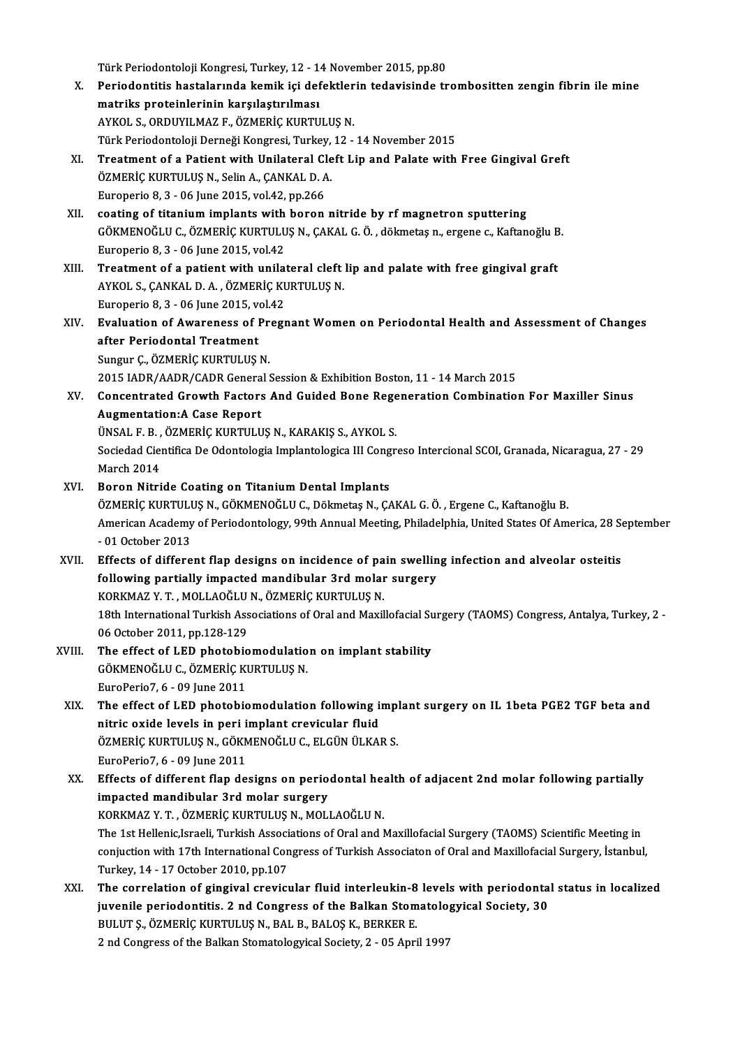Türk Periodontoloji Kongresi, Turkey, 12 - 14 November 2015, pp.80

X. **Periodontitis hastalarında kemik içi defektlerin tedavisinde trombositten zengin fibrin ile mine matriks proteinlerinin karşılaştırılması**
AYKOL S., ORDUYILMAZ F., ÖZMERİÇ KURTULUŞ N.
Türk Periodontoloji Derneği Kongresi, Turkey, 12 - 14 November 2015

XI. **Treatment of a Patient with Unilateral Cleft Lip and Palate with Free Gingival Greft**
ÖZMERİÇ KURTULUŞ N., Selin A., ÇANKAL D. A.
Europerio 8, 3 - 06 June 2015, vol.42, pp.266

XII. **coating of titanium implants with boron nitride by rf magnetron sputtering**
GÖKMENOĞLU C., ÖZMERİÇ KURTULUŞ N., ÇAKAL G. Ö. , dökmetaş n., ergene c., Kaftanoğlu B.
Europerio 8, 3 - 06 June 2015, vol.42

XIII. **Treatment of a patient with unilateral cleft lip and palate with free gingival graft**
AYKOL S., ÇANKAL D. A. , ÖZMERİÇ KURTULUŞ N.
Europerio 8, 3 - 06 June 2015, vol.42

XIV. **Evaluation of Awareness of Pregnant Women on Periodontal Health and Assessment of Changes after Periodontal Treatment**
Sungur Ç., ÖZMERİÇ KURTULUŞ N.
2015 IADR/AADR/CADR General Session & Exhibition Boston, 11 - 14 March 2015

XV. **Concentrated Growth Factors And Guided Bone Regeneration Combination For Maxiller Sinus Augmentation:A Case Report**
ÜNSAL F. B. , ÖZMERİÇ KURTULUŞ N., KARAKIŞ S., AYKOL S.
Sociedad Cientifica De Odontologia Implantologica III Congreso Intercional SCOI, Granada, Nicaragua, 27 - 29 March 2014

XVI. **Boron Nitride Coating on Titanium Dental Implants**
ÖZMERİÇ KURTULUŞ N., GÖKMENOĞLU C., Dökmetaş N., ÇAKAL G. Ö. , Ergene C., Kaftanoğlu B.
American Academy of Periodontology, 99th Annual Meeting, Philadelphia, United States Of America, 28 September - 01 October 2013

XVII. **Effects of different flap designs on incidence of pain swelling infection and alveolar osteitis following partially impacted mandibular 3rd molar surgery**
KORKMAZ Y. T. , MOLLAOĞLU N., ÖZMERİÇ KURTULUŞ N.
18th International Turkish Associations of Oral and Maxillofacial Surgery (TAOMS) Congress, Antalya, Turkey, 2 - 06 October 2011, pp.128-129

XVIII. **The effect of LED photobiomodulation on implant stability**
GÖKMENOĞLU C., ÖZMERİÇ KURTULUŞ N.
EuroPerio7, 6 - 09 June 2011

XIX. **The effect of LED photobiomodulation following implant surgery on IL 1beta PGE2 TGF beta and nitric oxide levels in peri implant crevicular fluid**
ÖZMERİÇ KURTULUŞ N., GÖKMENOĞLU C., ELGÜN ÜLKAR S.
EuroPerio7, 6 - 09 June 2011

XX. **Effects of different flap designs on periodontal health of adjacent 2nd molar following partially impacted mandibular 3rd molar surgery**
KORKMAZ Y. T. , ÖZMERİÇ KURTULUŞ N., MOLLAOĞLU N.
The 1st Hellenic,Israeli, Turkish Associations of Oral and Maxillofacial Surgery (TAOMS) Scientific Meeting in conjuction with 17th International Congress of Turkish Associaton of Oral and Maxillofacial Surgery, İstanbul, Turkey, 14 - 17 October 2010, pp.107

XXI. **The correlation of gingival crevicular fluid interleukin-8 levels with periodontal status in localized juvenile periodontitis. 2 nd Congress of the Balkan Stomatologyical Society, 30**
BULUT Ş., ÖZMERİÇ KURTULUŞ N., BAL B., BALOŞ K., BERKER E.
2 nd Congress of the Balkan Stomatologyical Society, 2 - 05 April 1997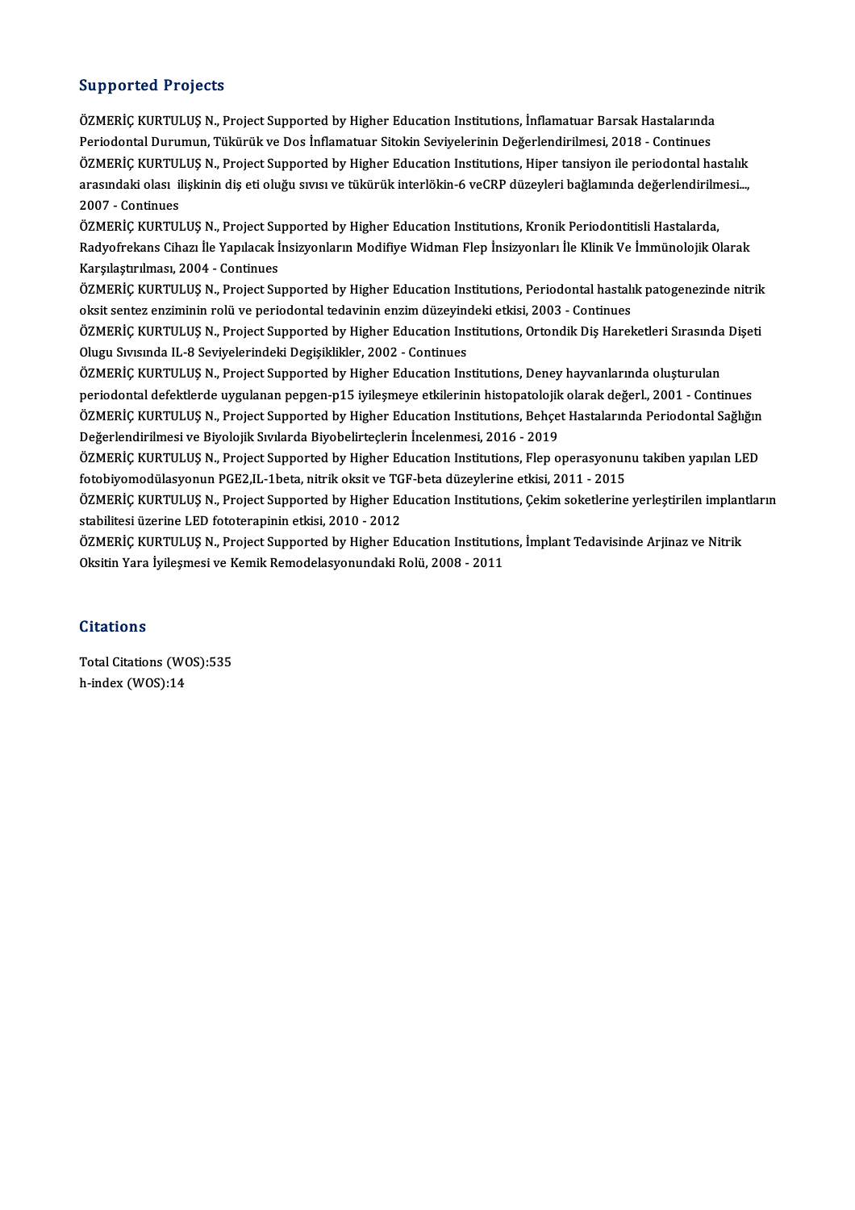## Supported Projects

ÖZMERİÇ KURTULUŞ N., Project Supported by Higher Education Institutions, İnflamatuar Barsak Hastalarında Periodontal Durumun, Tükürük ve Dos İnflamatuar Sitokin Seviyelerinin Değerlendirilmesi, 2018 - Continues

ÖZMERİÇ KURTULUŞ N., Project Supported by Higher Education Institutions, Hiper tansiyon ile periodontal hastalık arasındaki olası ilişkinin diş eti oluğu sıvısı ve tükürük interlökin-6 veCRP düzeyleri bağlamında değerlendirilmesi..., 2007 - Continues

ÖZMERİÇ KURTULUŞ N., Project Supported by Higher Education Institutions, Kronik Periodontitisli Hastalarda, Radyofrekans Cihazı İle Yapılacak İnsizyonların Modifiye Widman Flep İnsizyonları İle Klinik Ve İmmünolojik Olarak Karşılaştırılması, 2004 - Continues

ÖZMERİÇ KURTULUŞ N., Project Supported by Higher Education Institutions, Periodontal hastalık patogenezinde nitrik oksit sentez enziminin rolü ve periodontal tedavinin enzim düzeyindeki etkisi, 2003 - Continues

ÖZMERİÇ KURTULUŞ N., Project Supported by Higher Education Institutions, Ortondik Diş Hareketleri Sırasında Dişeti Olugu Sıvısında IL-8 Seviyelerindeki Degişiklikler, 2002 - Continues

ÖZMERİÇ KURTULUŞ N., Project Supported by Higher Education Institutions, Deney hayvanlarında oluşturulan periodontal defektlerde uygulanan pepgen-p15 iyileşmeye etkilerinin histopatolojik olarak değerl., 2001 - Continues

ÖZMERİÇ KURTULUŞ N., Project Supported by Higher Education Institutions, Behçet Hastalarında Periodontal Sağlığın Değerlendirilmesi ve Biyolojik Sıvılarda Biyobelirteçlerin İncelenmesi, 2016 - 2019

ÖZMERİÇ KURTULUŞ N., Project Supported by Higher Education Institutions, Flep operasyonunu takiben yapılan LED fotobiyomodülasyonun PGE2,IL-1beta, nitrik oksit ve TGF-beta düzeylerine etkisi, 2011 - 2015

ÖZMERİÇ KURTULUŞ N., Project Supported by Higher Education Institutions, Çekim soketlerine yerleştirilen implantların stabilitesi üzerine LED fototerapinin etkisi, 2010 - 2012

ÖZMERİÇ KURTULUŞ N., Project Supported by Higher Education Institutions, İmplant Tedavisinde Arjinaz ve Nitrik Oksitin Yara İyileşmesi ve Kemik Remodelasyonundaki Rolü, 2008 - 2011

## Citations

Total Citations (WOS):535

h-index (WOS):14